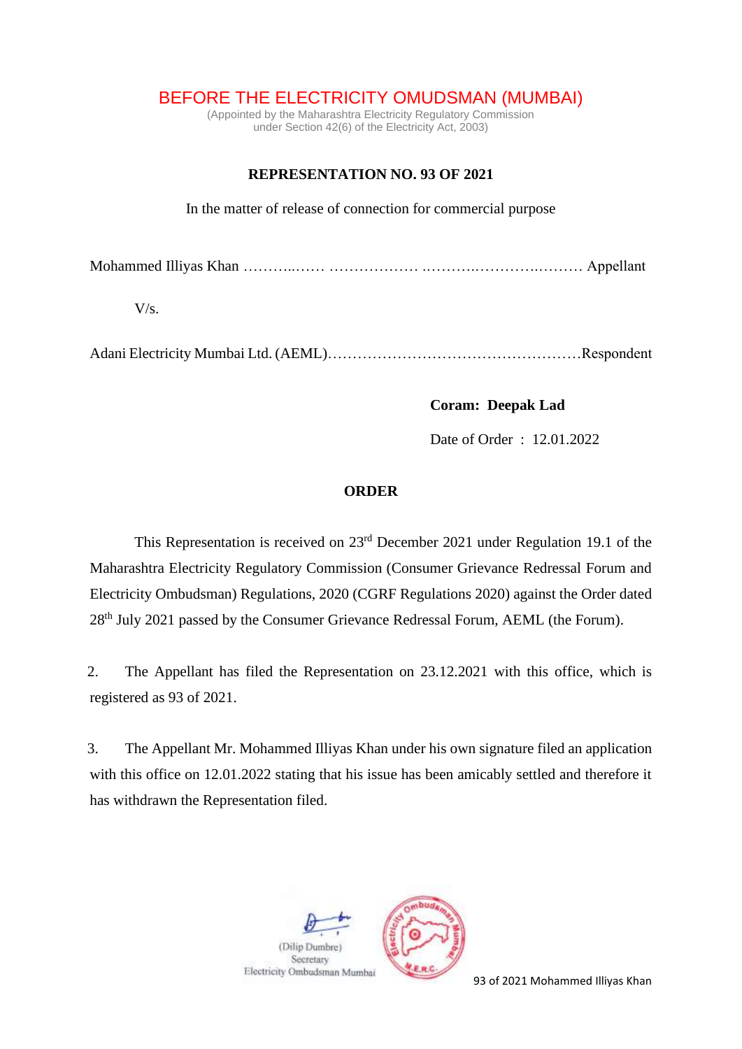# BEFORE THE ELECTRICITY OMUDSMAN (MUMBAI)

(Appointed by the Maharashtra Electricity Regulatory Commission
under Section 42(6) of the Electricity Act, 2003)

**REPRESENTATION NO. 93 OF 2021**

In the matter of release of connection for commercial purpose

Mohammed Illiyas Khan ………..…… ……………… ..……….……….……… Appellant

V/s.

Adani Electricity Mumbai Ltd. (AEML)……………………………………………Respondent

**Coram: Deepak Lad**

Date of Order : 12.01.2022

**ORDER**

This Representation is received on 23rd December 2021 under Regulation 19.1 of the Maharashtra Electricity Regulatory Commission (Consumer Grievance Redressal Forum and Electricity Ombudsman) Regulations, 2020 (CGRF Regulations 2020) against the Order dated 28th July 2021 passed by the Consumer Grievance Redressal Forum, AEML (the Forum).

2. The Appellant has filed the Representation on 23.12.2021 with this office, which is registered as 93 of 2021.

3. The Appellant Mr. Mohammed Illiyas Khan under his own signature filed an application with this office on 12.01.2022 stating that his issue has been amicably settled and therefore it has withdrawn the Representation filed.

(Dilip Dumbre)
Secretary
Electricity Ombudsman Mumbai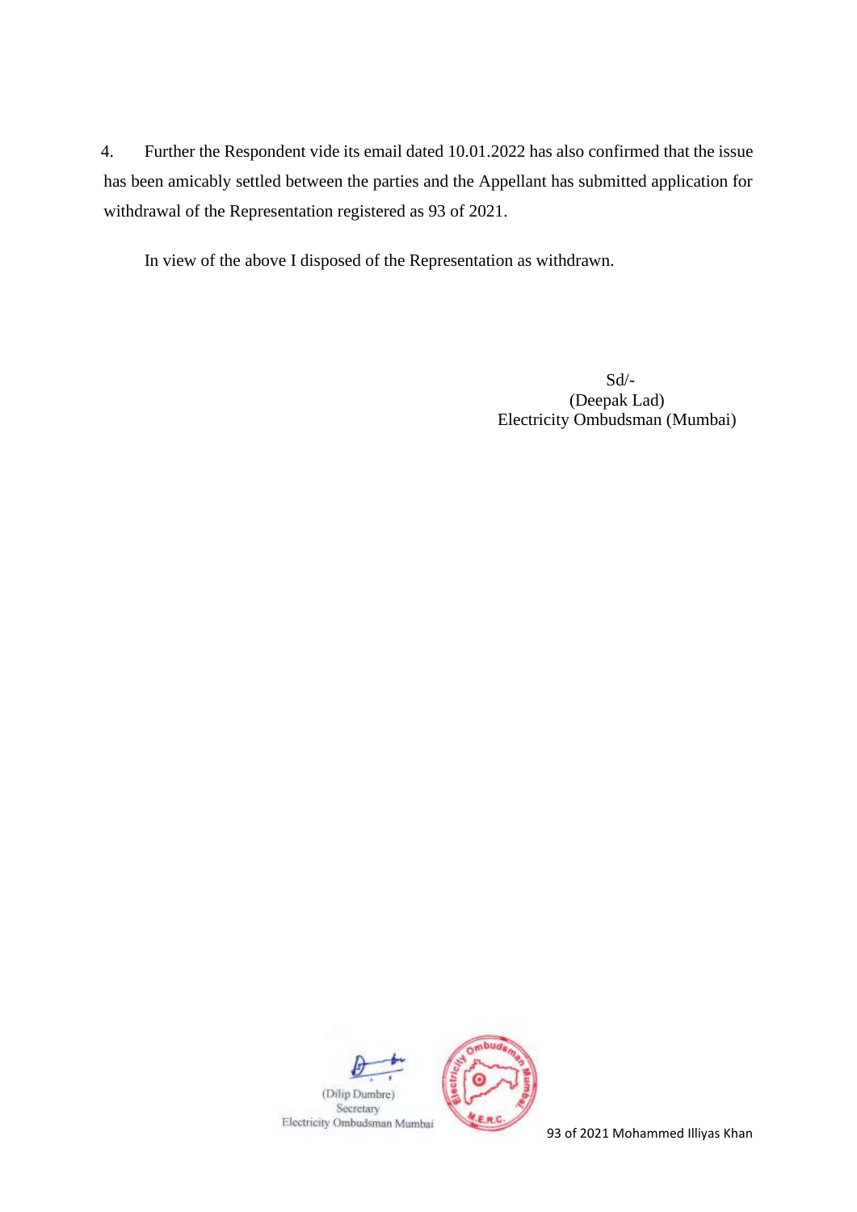4. Further the Respondent vide its email dated 10.01.2022 has also confirmed that the issue has been amicably settled between the parties and the Appellant has submitted application for withdrawal of the Representation registered as 93 of 2021.

In view of the above I disposed of the Representation as withdrawn.

Sd/-
(Deepak Lad)
Electricity Ombudsman (Mumbai)

(Dilip Dumbre)
Secretary
Electricity Ombudsman Mumbai